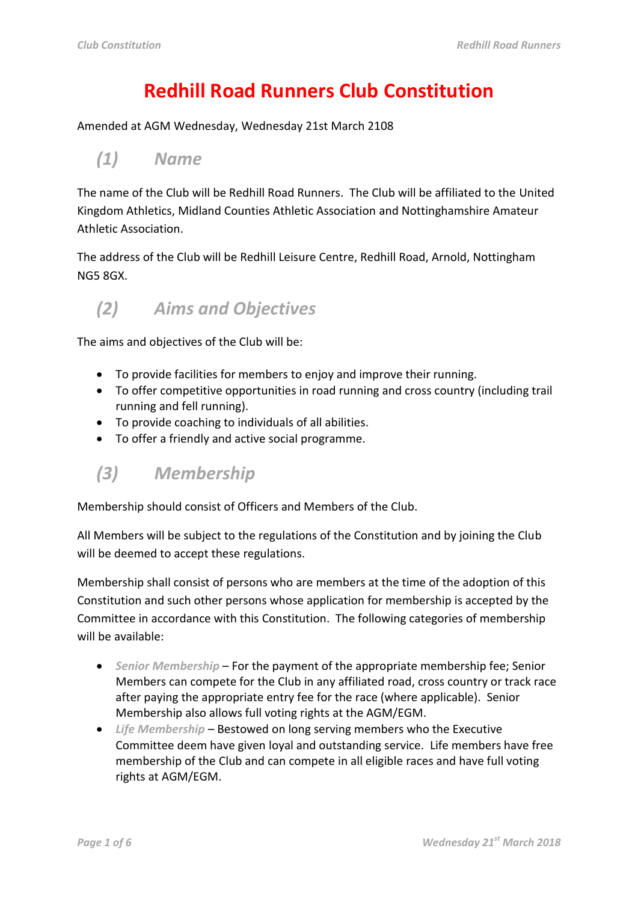# Redhill Road Runners Club Constitution

Amended at AGM Wednesday, Wednesday 21st March 2108

## *(1) Name*

The name of the Club will be Redhill Road Runners. The Club will be affiliated to the United Kingdom Athletics, Midland Counties Athletic Association and Nottinghamshire Amateur Athletic Association.

The address of the Club will be Redhill Leisure Centre, Redhill Road, Arnold, Nottingham NG5 8GX.

## *(2) Aims and Objectives*

The aims and objectives of the Club will be:

- To provide facilities for members to enjoy and improve their running.
- To offer competitive opportunities in road running and cross country (including trail running and fell running).
- To provide coaching to individuals of all abilities.
- To offer a friendly and active social programme.

## *(3) Membership*

Membership should consist of Officers and Members of the Club.

All Members will be subject to the regulations of the Constitution and by joining the Club will be deemed to accept these regulations.

Membership shall consist of persons who are members at the time of the adoption of this Constitution and such other persons whose application for membership is accepted by the Committee in accordance with this Constitution. The following categories of membership will be available:

- *Senior Membership* – For the payment of the appropriate membership fee; Senior Members can compete for the Club in any affiliated road, cross country or track race after paying the appropriate entry fee for the race (where applicable). Senior Membership also allows full voting rights at the AGM/EGM.
- *Life Membership* – Bestowed on long serving members who the Executive Committee deem have given loyal and outstanding service. Life members have free membership of the Club and can compete in all eligible races and have full voting rights at AGM/EGM.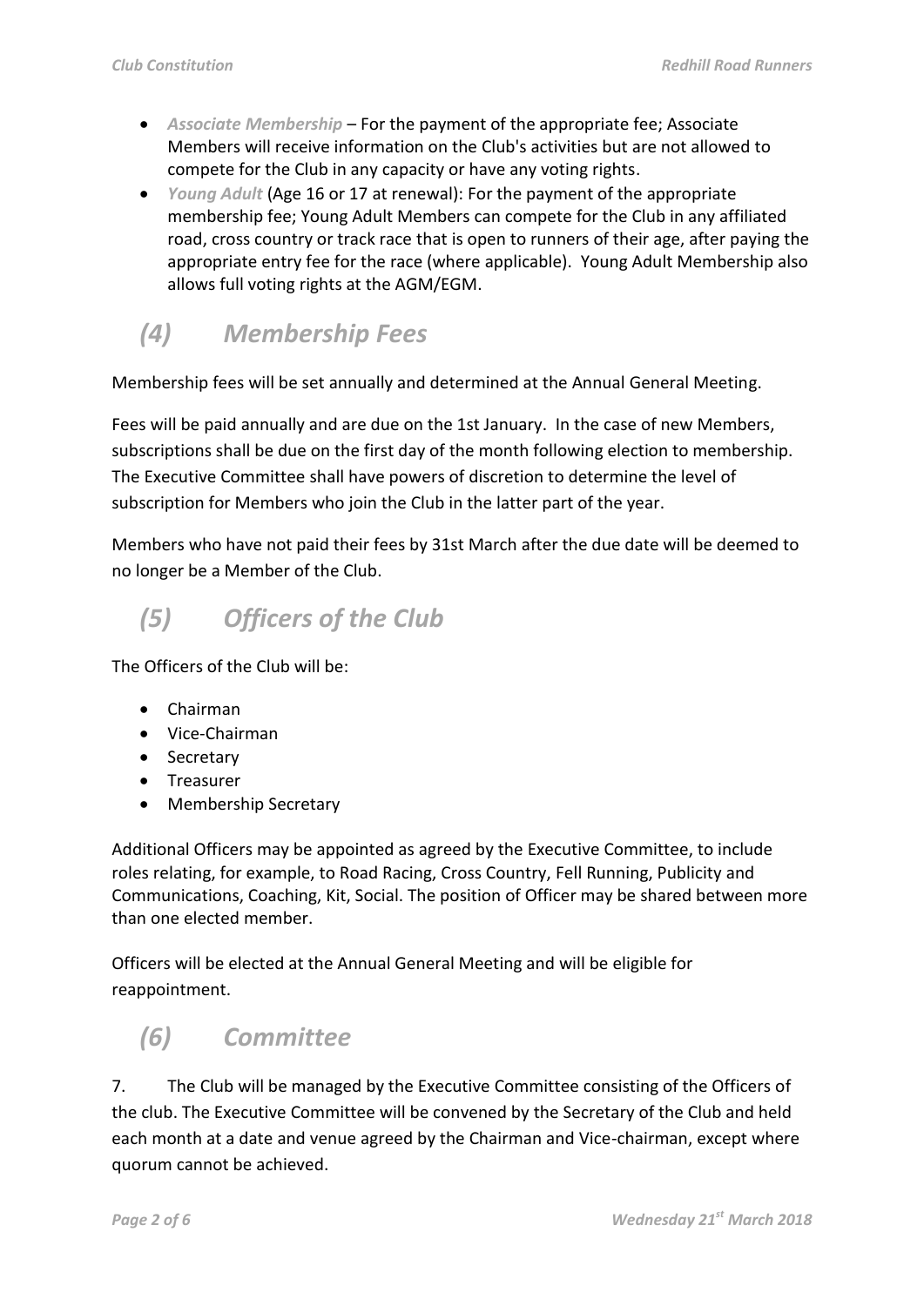- *Associate Membership* – For the payment of the appropriate fee; Associate Members will receive information on the Club's activities but are not allowed to compete for the Club in any capacity or have any voting rights.
- *Young Adult* (Age 16 or 17 at renewal): For the payment of the appropriate membership fee; Young Adult Members can compete for the Club in any affiliated road, cross country or track race that is open to runners of their age, after paying the appropriate entry fee for the race (where applicable). Young Adult Membership also allows full voting rights at the AGM/EGM.

## *(4) Membership Fees*

Membership fees will be set annually and determined at the Annual General Meeting.

Fees will be paid annually and are due on the 1st January. In the case of new Members, subscriptions shall be due on the first day of the month following election to membership. The Executive Committee shall have powers of discretion to determine the level of subscription for Members who join the Club in the latter part of the year.

Members who have not paid their fees by 31st March after the due date will be deemed to no longer be a Member of the Club.

## *(5) Officers of the Club*

The Officers of the Club will be:

- Chairman
- Vice-Chairman
- Secretary
- Treasurer
- Membership Secretary

Additional Officers may be appointed as agreed by the Executive Committee, to include roles relating, for example, to Road Racing, Cross Country, Fell Running, Publicity and Communications, Coaching, Kit, Social. The position of Officer may be shared between more than one elected member.

Officers will be elected at the Annual General Meeting and will be eligible for reappointment.

## *(6) Committee*

7. The Club will be managed by the Executive Committee consisting of the Officers of the club. The Executive Committee will be convened by the Secretary of the Club and held each month at a date and venue agreed by the Chairman and Vice-chairman, except where quorum cannot be achieved.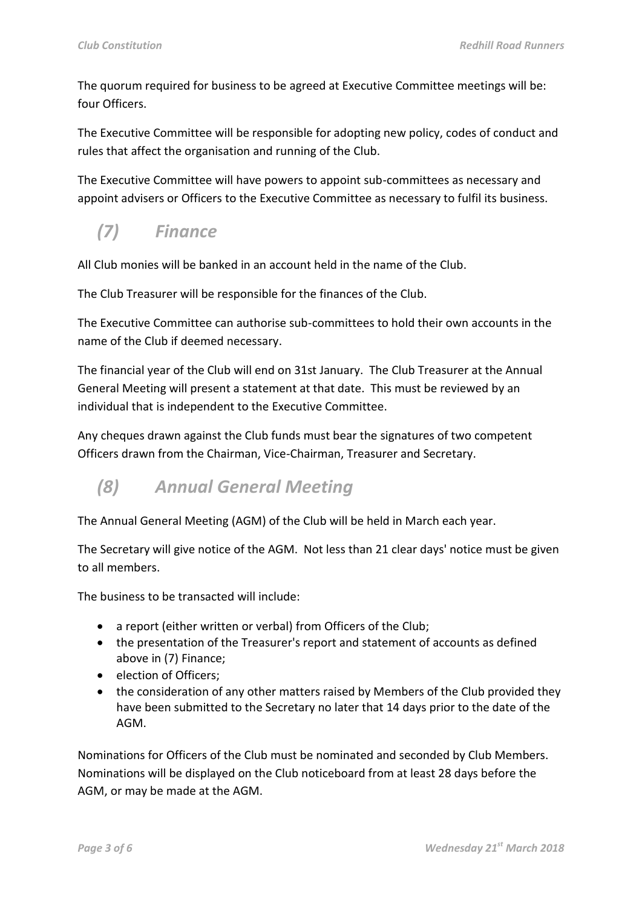The quorum required for business to be agreed at Executive Committee meetings will be: four Officers.

The Executive Committee will be responsible for adopting new policy, codes of conduct and rules that affect the organisation and running of the Club.

The Executive Committee will have powers to appoint sub-committees as necessary and appoint advisers or Officers to the Executive Committee as necessary to fulfil its business.

## *(7) Finance*

All Club monies will be banked in an account held in the name of the Club.

The Club Treasurer will be responsible for the finances of the Club.

The Executive Committee can authorise sub-committees to hold their own accounts in the name of the Club if deemed necessary.

The financial year of the Club will end on 31st January. The Club Treasurer at the Annual General Meeting will present a statement at that date. This must be reviewed by an individual that is independent to the Executive Committee.

Any cheques drawn against the Club funds must bear the signatures of two competent Officers drawn from the Chairman, Vice-Chairman, Treasurer and Secretary.

## *(8) Annual General Meeting*

The Annual General Meeting (AGM) of the Club will be held in March each year.

The Secretary will give notice of the AGM. Not less than 21 clear days' notice must be given to all members.

The business to be transacted will include:

- a report (either written or verbal) from Officers of the Club;
- the presentation of the Treasurer's report and statement of accounts as defined above in (7) Finance;
- election of Officers;
- the consideration of any other matters raised by Members of the Club provided they have been submitted to the Secretary no later that 14 days prior to the date of the AGM.

Nominations for Officers of the Club must be nominated and seconded by Club Members. Nominations will be displayed on the Club noticeboard from at least 28 days before the AGM, or may be made at the AGM.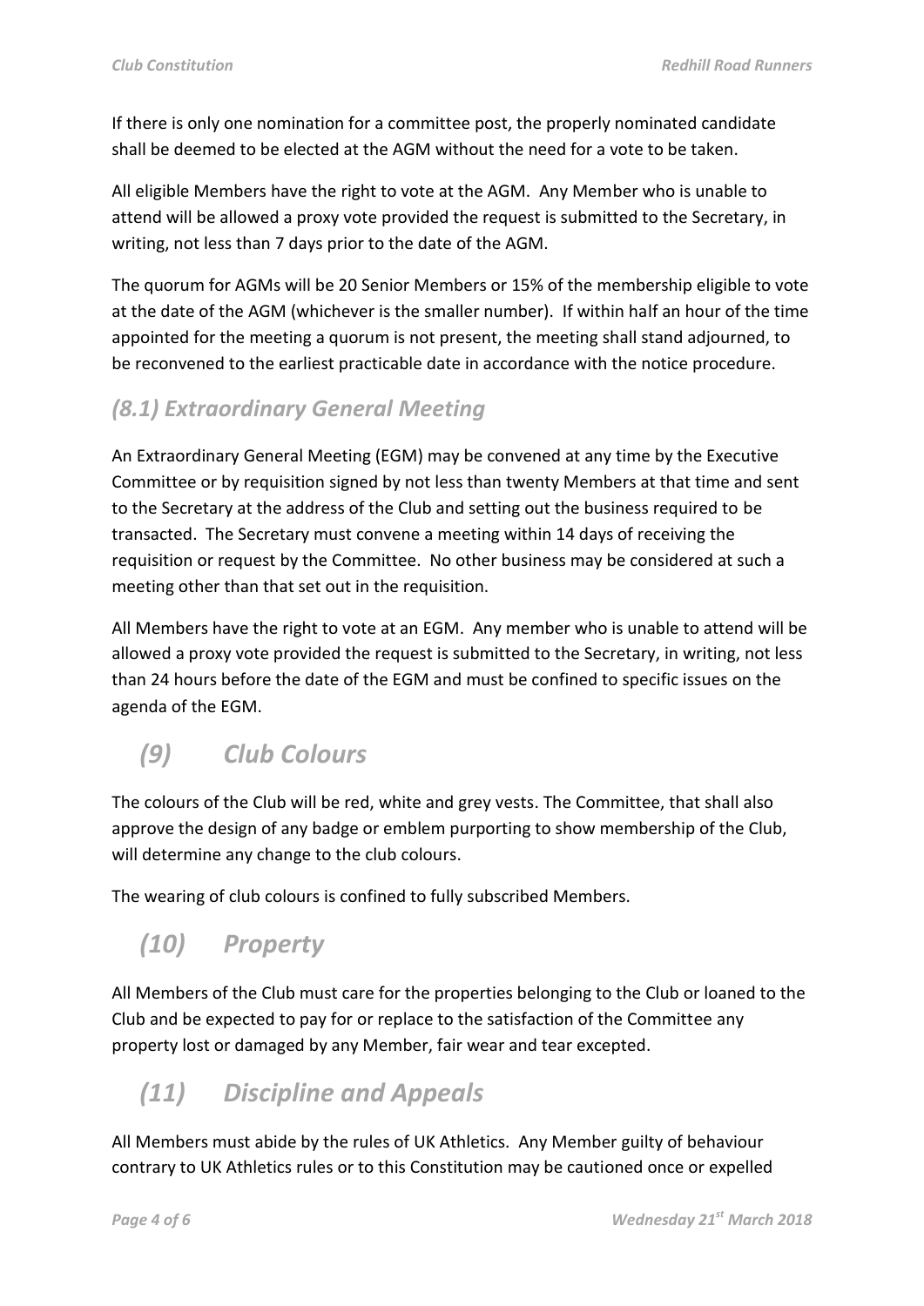If there is only one nomination for a committee post, the properly nominated candidate shall be deemed to be elected at the AGM without the need for a vote to be taken.

All eligible Members have the right to vote at the AGM. Any Member who is unable to attend will be allowed a proxy vote provided the request is submitted to the Secretary, in writing, not less than 7 days prior to the date of the AGM.

The quorum for AGMs will be 20 Senior Members or 15% of the membership eligible to vote at the date of the AGM (whichever is the smaller number). If within half an hour of the time appointed for the meeting a quorum is not present, the meeting shall stand adjourned, to be reconvened to the earliest practicable date in accordance with the notice procedure.

### *(8.1) Extraordinary General Meeting*

An Extraordinary General Meeting (EGM) may be convened at any time by the Executive Committee or by requisition signed by not less than twenty Members at that time and sent to the Secretary at the address of the Club and setting out the business required to be transacted. The Secretary must convene a meeting within 14 days of receiving the requisition or request by the Committee. No other business may be considered at such a meeting other than that set out in the requisition.

All Members have the right to vote at an EGM. Any member who is unable to attend will be allowed a proxy vote provided the request is submitted to the Secretary, in writing, not less than 24 hours before the date of the EGM and must be confined to specific issues on the agenda of the EGM.

## *(9) Club Colours*

The colours of the Club will be red, white and grey vests. The Committee, that shall also approve the design of any badge or emblem purporting to show membership of the Club, will determine any change to the club colours.

The wearing of club colours is confined to fully subscribed Members.

## *(10) Property*

All Members of the Club must care for the properties belonging to the Club or loaned to the Club and be expected to pay for or replace to the satisfaction of the Committee any property lost or damaged by any Member, fair wear and tear excepted.

## *(11) Discipline and Appeals*

All Members must abide by the rules of UK Athletics. Any Member guilty of behaviour contrary to UK Athletics rules or to this Constitution may be cautioned once or expelled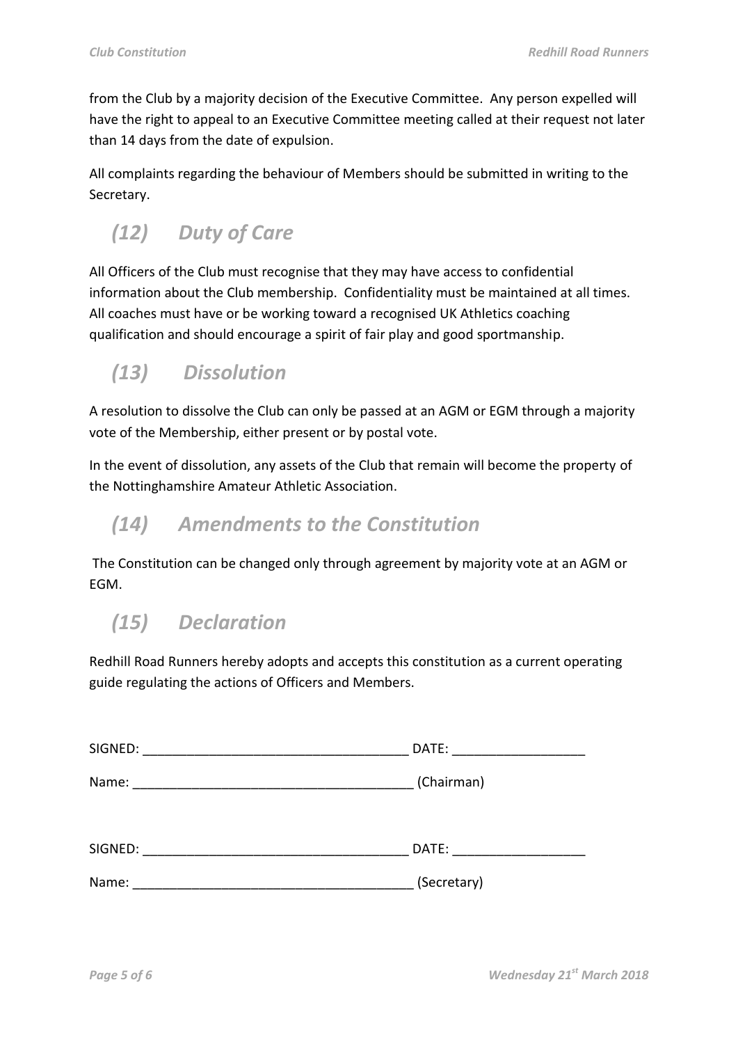from the Club by a majority decision of the Executive Committee. Any person expelled will have the right to appeal to an Executive Committee meeting called at their request not later than 14 days from the date of expulsion.

All complaints regarding the behaviour of Members should be submitted in writing to the Secretary.

## *(12) Duty of Care*

All Officers of the Club must recognise that they may have access to confidential information about the Club membership. Confidentiality must be maintained at all times. All coaches must have or be working toward a recognised UK Athletics coaching qualification and should encourage a spirit of fair play and good sportsmanship.

## *(13) Dissolution*

A resolution to dissolve the Club can only be passed at an AGM or EGM through a majority vote of the Membership, either present or by postal vote.

In the event of dissolution, any assets of the Club that remain will become the property of the Nottinghamshire Amateur Athletic Association.

## *(14) Amendments to the Constitution*

The Constitution can be changed only through agreement by majority vote at an AGM or EGM.

## *(15) Declaration*

Redhill Road Runners hereby adopts and accepts this constitution as a current operating guide regulating the actions of Officers and Members.

SIGNED: ____________________________________ DATE: __________________

Name: ______________________________________ (Chairman)

SIGNED: ____________________________________ DATE: __________________

Name: ______________________________________ (Secretary)